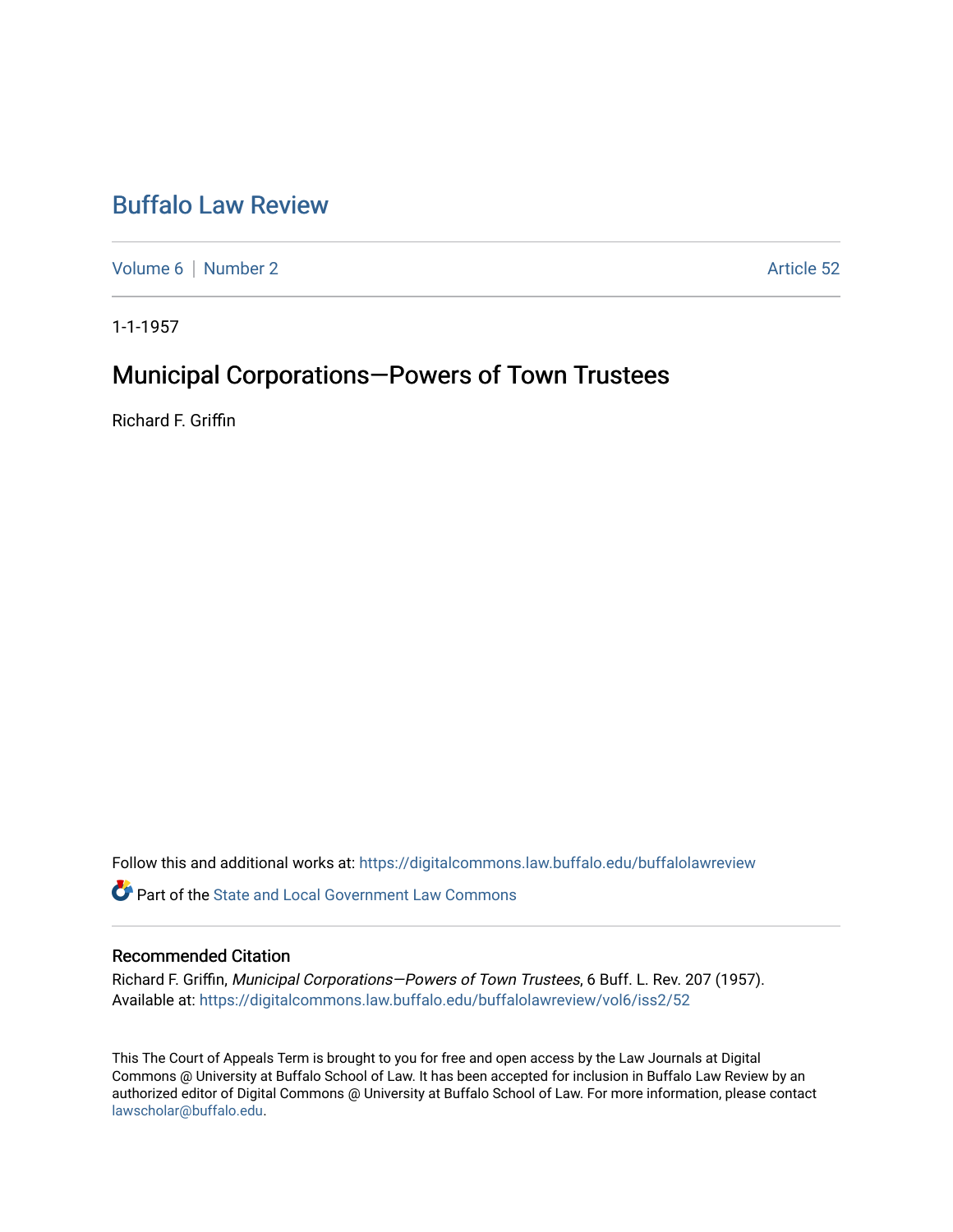# Buffalo Law Review

Volume 6 | Number 2 — Article 52

1-1-1957

## Municipal Corporations—Powers of Town Trustees

Richard F. Griffin

Follow this and additional works at: https://digitalcommons.law.buffalo.edu/buffalolawreview

Part of the State and Local Government Law Commons

### Recommended Citation

Richard F. Griffin, *Municipal Corporations—Powers of Town Trustees*, 6 Buff. L. Rev. 207 (1957).
Available at: https://digitalcommons.law.buffalo.edu/buffalolawreview/vol6/iss2/52

This The Court of Appeals Term is brought to you for free and open access by the Law Journals at Digital Commons @ University at Buffalo School of Law. It has been accepted for inclusion in Buffalo Law Review by an authorized editor of Digital Commons @ University at Buffalo School of Law. For more information, please contact lawscholar@buffalo.edu.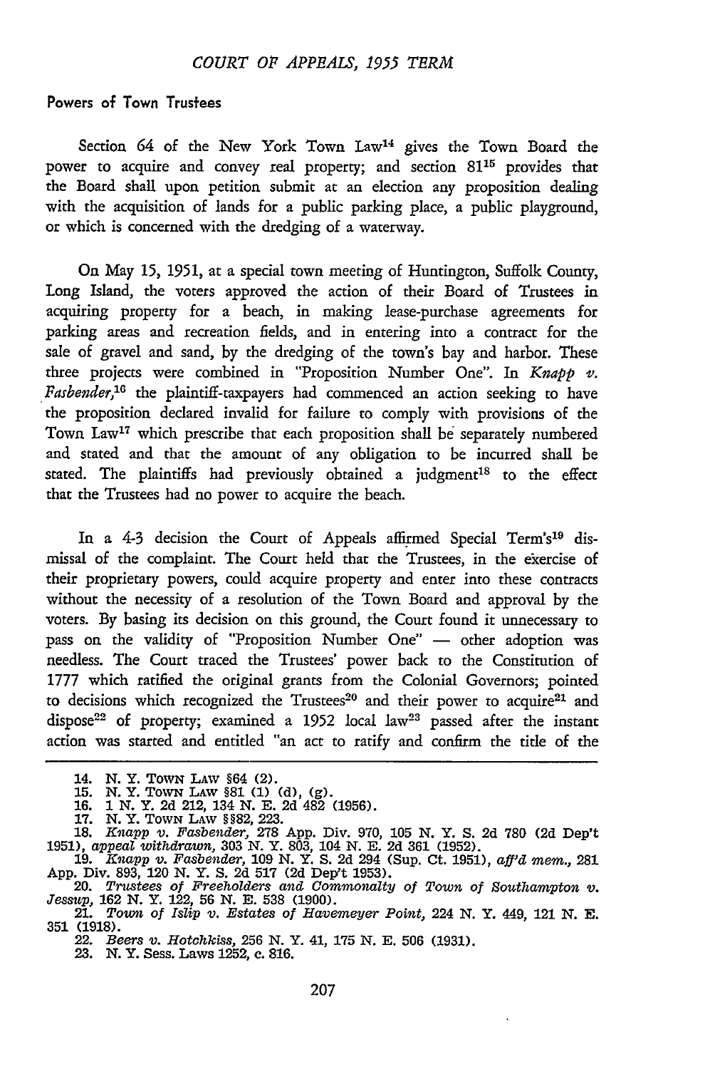### Powers of Town Trustees

Section 64 of the New York Town Law[14] gives the Town Board the power to acquire and convey real property; and section 81[15] provides that the Board shall upon petition submit at an election any proposition dealing with the acquisition of lands for a public parking place, a public playground, or which is concerned with the dredging of a waterway.

On May 15, 1951, at a special town meeting of Huntington, Suffolk County, Long Island, the voters approved the action of their Board of Trustees in acquiring property for a beach, in making lease-purchase agreements for parking areas and recreation fields, and in entering into a contract for the sale of gravel and sand, by the dredging of the town's bay and harbor. These three projects were combined in "Proposition Number One". In *Knapp v. Fasbender*,[16] the plaintiff-taxpayers had commenced an action seeking to have the proposition declared invalid for failure to comply with provisions of the Town Law[17] which prescribe that each proposition shall be separately numbered and stated and that the amount of any obligation to be incurred shall be stated. The plaintiffs had previously obtained a judgment[18] to the effect that the Trustees had no power to acquire the beach.

In a 4-3 decision the Court of Appeals affirmed Special Term's[19] dismissal of the complaint. The Court held that the Trustees, in the exercise of their proprietary powers, could acquire property and enter into these contracts without the necessity of a resolution of the Town Board and approval by the voters. By basing its decision on this ground, the Court found it unnecessary to pass on the validity of "Proposition Number One" — other adoption was needless. The Court traced the Trustees' power back to the Constitution of 1777 which ratified the original grants from the Colonial Governors; pointed to decisions which recognized the Trustees[20] and their power to acquire[21] and dispose[22] of property; examined a 1952 local law[23] passed after the instant action was started and entitled "an act to ratify and confirm the title of the

14. N. Y. TOWN LAW §64 (2).
15. N. Y. TOWN LAW §81 (1) (d), (g).
16. 1 N. Y. 2d 212, 134 N. E. 2d 482 (1956).
17. N. Y. TOWN LAW §§82, 223.
18. *Knapp v. Fasbender*, 278 App. Div. 970, 105 N. Y. S. 2d 780 (2d Dep't 1951), *appeal withdrawn*, 303 N. Y. 803, 104 N. E. 2d 361 (1952).
19. *Knapp v. Fasbender*, 109 N. Y. S. 2d 294 (Sup. Ct. 1951), *aff'd mem.*, 281 App. Div. 893, 120 N. Y. S. 2d 517 (2d Dep't 1953).
20. *Trustees of Freeholders and Commonalty of Town of Southampton v. Jessup*, 162 N. Y. 122, 56 N. E. 538 (1900).
21. *Town of Islip v. Estates of Havemeyer Point*, 224 N. Y. 449, 121 N. E. 351 (1918).
22. *Beers v. Hotchkiss*, 256 N. Y. 41, 175 N. E. 506 (1931).
23. N. Y. Sess. Laws 1252, c. 816.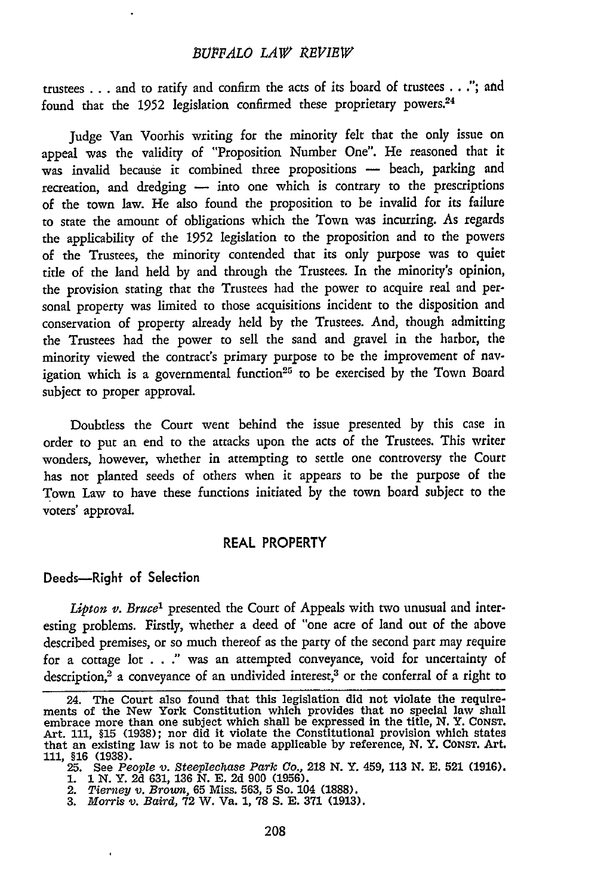trustees . . . and to ratify and confirm the acts of its board of trustees . . ."; and found that the 1952 legislation confirmed these proprietary powers.[24]

Judge Van Voorhis writing for the minority felt that the only issue on appeal was the validity of "Proposition Number One". He reasoned that it was invalid because it combined three propositions — beach, parking and recreation, and dredging — into one which is contrary to the prescriptions of the town law. He also found the proposition to be invalid for its failure to state the amount of obligations which the Town was incurring. As regards the applicability of the 1952 legislation to the proposition and to the powers of the Trustees, the minority contended that its only purpose was to quiet title of the land held by and through the Trustees. In the minority's opinion, the provision stating that the Trustees had the power to acquire real and personal property was limited to those acquisitions incident to the disposition and conservation of property already held by the Trustees. And, though admitting the Trustees had the power to sell the sand and gravel in the harbor, the minority viewed the contract's primary purpose to be the improvement of navigation which is a governmental function[25] to be exercised by the Town Board subject to proper approval.

Doubtless the Court went behind the issue presented by this case in order to put an end to the attacks upon the acts of the Trustees. This writer wonders, however, whether in attempting to settle one controversy the Court has not planted seeds of others when it appears to be the purpose of the Town Law to have these functions initiated by the town board subject to the voters' approval.

## REAL PROPERTY

### Deeds—Right of Selection

*Lipton v. Bruce*[1] presented the Court of Appeals with two unusual and interesting problems. Firstly, whether a deed of "one acre of land out of the above described premises, or so much thereof as the party of the second part may require for a cottage lot . . ." was an attempted conveyance, void for uncertainty of description,[2] a conveyance of an undivided interest,[3] or the conferral of a right to

---

24. The Court also found that this legislation did not violate the requirements of the New York Constitution which provides that no special law shall embrace more than one subject which shall be expressed in the title, N. Y. CONST. Art. 111, §15 (1938); nor did it violate the Constitutional provision which states that an existing law is not to be made applicable by reference, N. Y. CONST. Art. 111, §16 (1938).

25. See *People v. Steeplechase Park Co.*, 218 N. Y. 459, 113 N. E. 521 (1916).

1. 1 N. Y. 2d 631, 136 N. E. 2d 900 (1956).
2. *Tierney v. Brown*, 65 Miss. 563, 5 So. 104 (1888).
3. *Morris v. Baird*, 72 W. Va. 1, 78 S. E. 371 (1913).